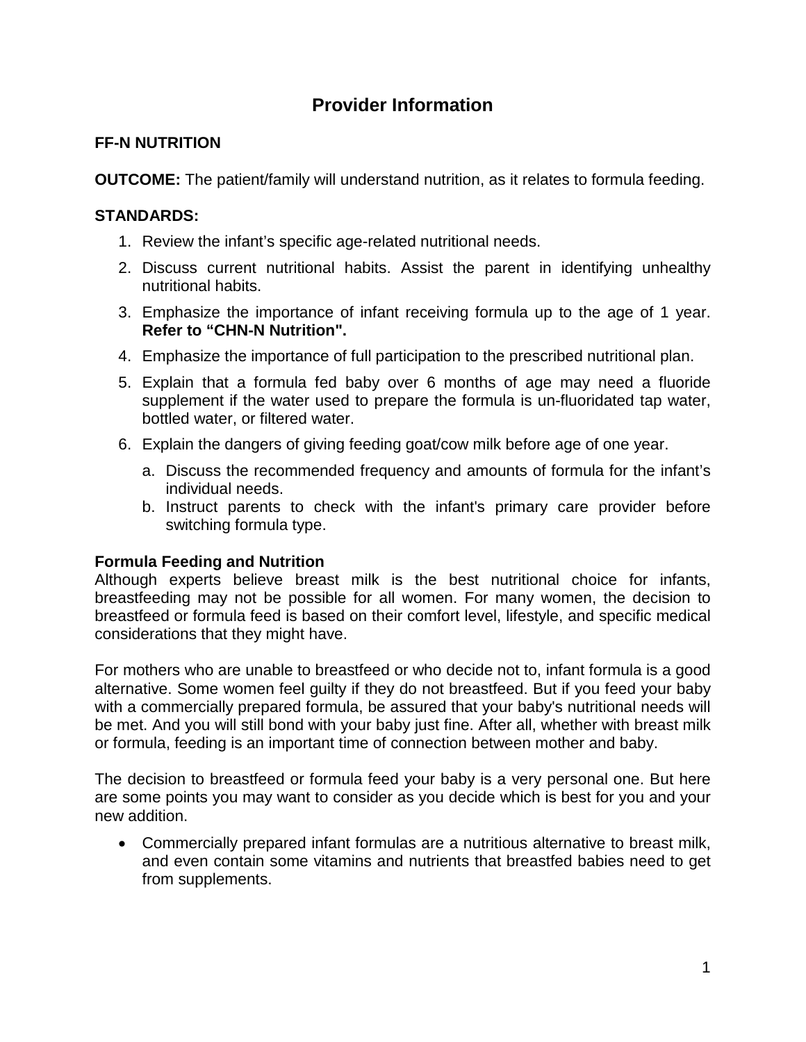# Provider Information

**FF-N NUTRITION**

**OUTCOME:** The patient/family will understand nutrition, as it relates to formula feeding.

**STANDARDS:**

1. Review the infant's specific age-related nutritional needs.
2. Discuss current nutritional habits. Assist the parent in identifying unhealthy nutritional habits.
3. Emphasize the importance of infant receiving formula up to the age of 1 year. **Refer to "CHN-N Nutrition".**
4. Emphasize the importance of full participation to the prescribed nutritional plan.
5. Explain that a formula fed baby over 6 months of age may need a fluoride supplement if the water used to prepare the formula is un-fluoridated tap water, bottled water, or filtered water.
6. Explain the dangers of giving feeding goat/cow milk before age of one year.
   a. Discuss the recommended frequency and amounts of formula for the infant's individual needs.
   b. Instruct parents to check with the infant's primary care provider before switching formula type.

**Formula Feeding and Nutrition**
Although experts believe breast milk is the best nutritional choice for infants, breastfeeding may not be possible for all women. For many women, the decision to breastfeed or formula feed is based on their comfort level, lifestyle, and specific medical considerations that they might have.

For mothers who are unable to breastfeed or who decide not to, infant formula is a good alternative. Some women feel guilty if they do not breastfeed. But if you feed your baby with a commercially prepared formula, be assured that your baby's nutritional needs will be met. And you will still bond with your baby just fine. After all, whether with breast milk or formula, feeding is an important time of connection between mother and baby.

The decision to breastfeed or formula feed your baby is a very personal one. But here are some points you may want to consider as you decide which is best for you and your new addition.

- Commercially prepared infant formulas are a nutritious alternative to breast milk, and even contain some vitamins and nutrients that breastfed babies need to get from supplements.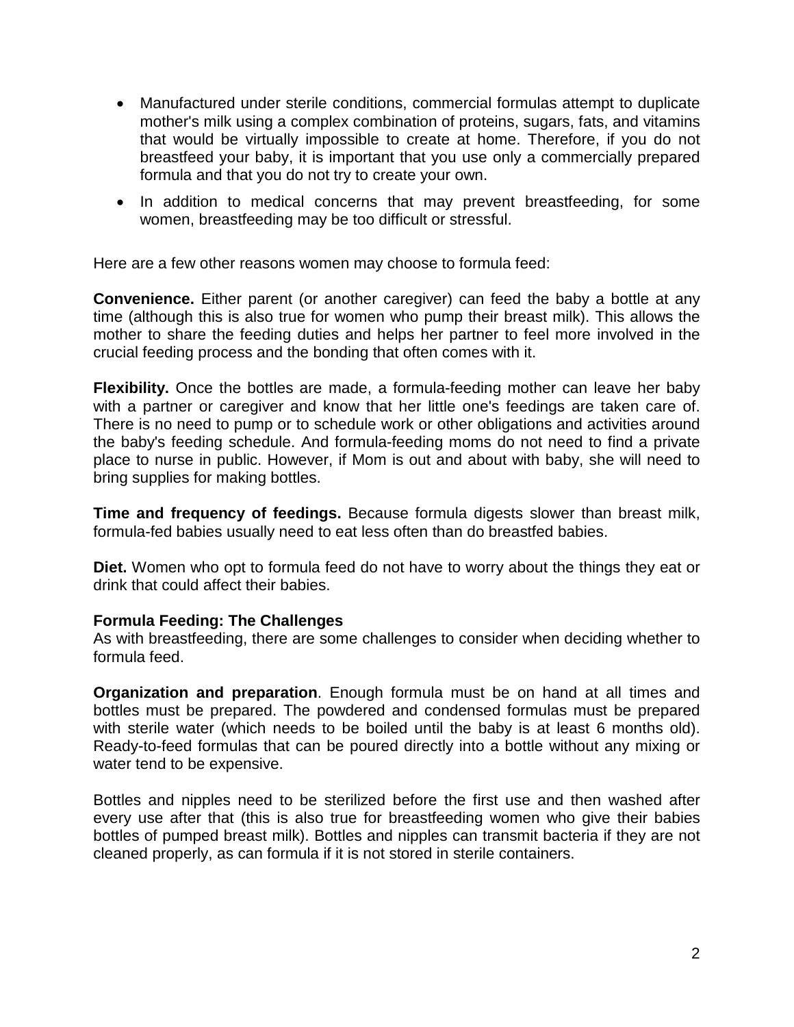- Manufactured under sterile conditions, commercial formulas attempt to duplicate mother's milk using a complex combination of proteins, sugars, fats, and vitamins that would be virtually impossible to create at home. Therefore, if you do not breastfeed your baby, it is important that you use only a commercially prepared formula and that you do not try to create your own.
- In addition to medical concerns that may prevent breastfeeding, for some women, breastfeeding may be too difficult or stressful.

Here are a few other reasons women may choose to formula feed:

**Convenience.** Either parent (or another caregiver) can feed the baby a bottle at any time (although this is also true for women who pump their breast milk). This allows the mother to share the feeding duties and helps her partner to feel more involved in the crucial feeding process and the bonding that often comes with it.

**Flexibility.** Once the bottles are made, a formula-feeding mother can leave her baby with a partner or caregiver and know that her little one's feedings are taken care of. There is no need to pump or to schedule work or other obligations and activities around the baby's feeding schedule. And formula-feeding moms do not need to find a private place to nurse in public. However, if Mom is out and about with baby, she will need to bring supplies for making bottles.

**Time and frequency of feedings.** Because formula digests slower than breast milk, formula-fed babies usually need to eat less often than do breastfed babies.

**Diet.** Women who opt to formula feed do not have to worry about the things they eat or drink that could affect their babies.

**Formula Feeding: The Challenges**

As with breastfeeding, there are some challenges to consider when deciding whether to formula feed.

**Organization and preparation**. Enough formula must be on hand at all times and bottles must be prepared. The powdered and condensed formulas must be prepared with sterile water (which needs to be boiled until the baby is at least 6 months old). Ready-to-feed formulas that can be poured directly into a bottle without any mixing or water tend to be expensive.

Bottles and nipples need to be sterilized before the first use and then washed after every use after that (this is also true for breastfeeding women who give their babies bottles of pumped breast milk). Bottles and nipples can transmit bacteria if they are not cleaned properly, as can formula if it is not stored in sterile containers.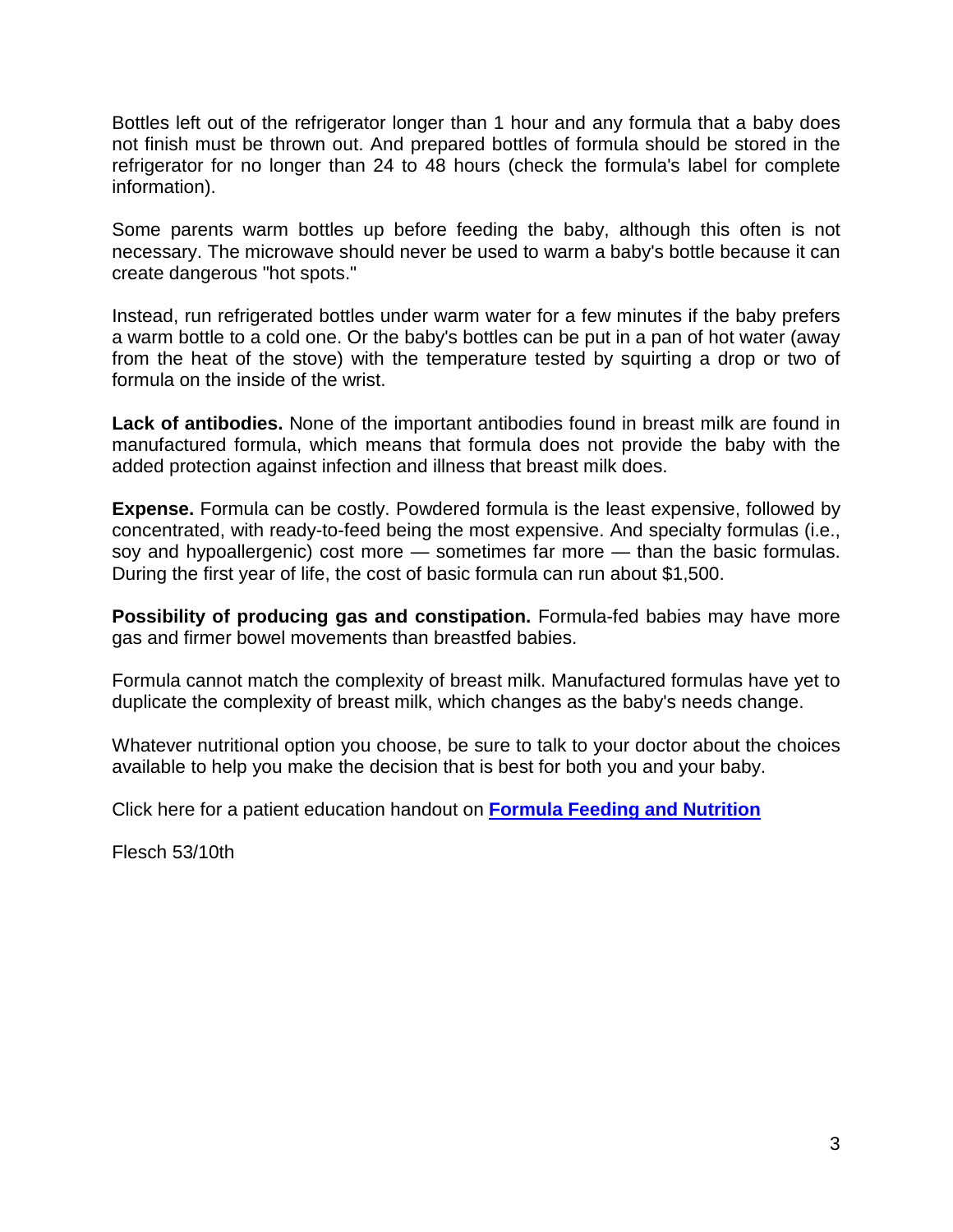Bottles left out of the refrigerator longer than 1 hour and any formula that a baby does not finish must be thrown out. And prepared bottles of formula should be stored in the refrigerator for no longer than 24 to 48 hours (check the formula's label for complete information).

Some parents warm bottles up before feeding the baby, although this often is not necessary. The microwave should never be used to warm a baby's bottle because it can create dangerous "hot spots."

Instead, run refrigerated bottles under warm water for a few minutes if the baby prefers a warm bottle to a cold one. Or the baby's bottles can be put in a pan of hot water (away from the heat of the stove) with the temperature tested by squirting a drop or two of formula on the inside of the wrist.

**Lack of antibodies.** None of the important antibodies found in breast milk are found in manufactured formula, which means that formula does not provide the baby with the added protection against infection and illness that breast milk does.

**Expense.** Formula can be costly. Powdered formula is the least expensive, followed by concentrated, with ready-to-feed being the most expensive. And specialty formulas (i.e., soy and hypoallergenic) cost more — sometimes far more — than the basic formulas. During the first year of life, the cost of basic formula can run about $1,500.

**Possibility of producing gas and constipation.** Formula-fed babies may have more gas and firmer bowel movements than breastfed babies.

Formula cannot match the complexity of breast milk. Manufactured formulas have yet to duplicate the complexity of breast milk, which changes as the baby's needs change.

Whatever nutritional option you choose, be sure to talk to your doctor about the choices available to help you make the decision that is best for both you and your baby.

Click here for a patient education handout on **Formula Feeding and Nutrition**

Flesch 53/10th